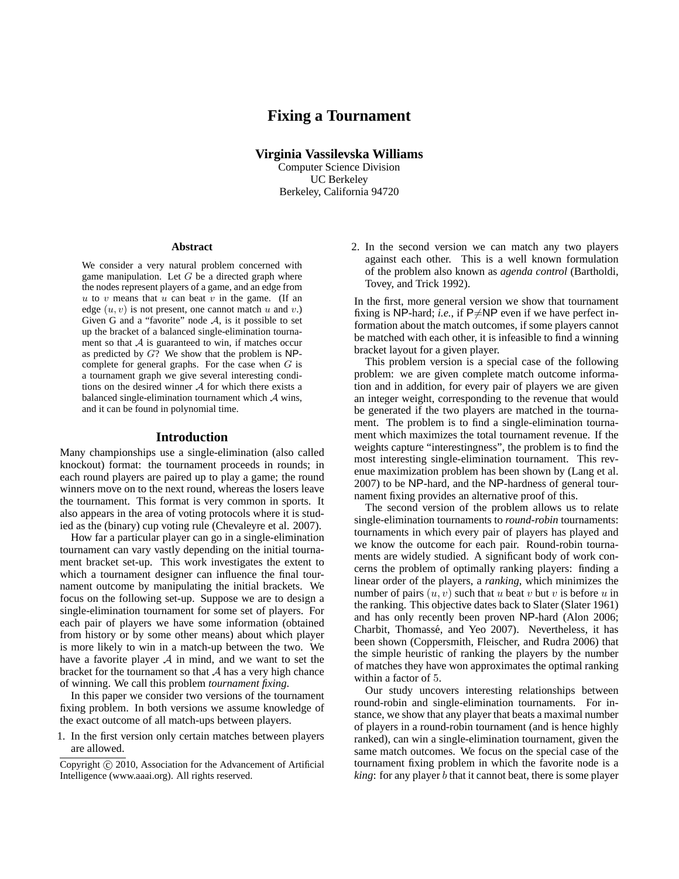# Fixing a Tournament

**Virginia Vassilevska Williams**
Computer Science Division
UC Berkeley
Berkeley, California 94720

## Abstract

We consider a very natural problem concerned with game manipulation. Let $G$ be a directed graph where the nodes represent players of a game, and an edge from $u$ to $v$ means that $u$ can beat $v$ in the game. (If an edge $(u, v)$ is not present, one cannot match $u$ and $v$.) Given G and a "favorite" node $\mathcal{A}$, is it possible to set up the bracket of a balanced single-elimination tournament so that $\mathcal{A}$ is guaranteed to win, if matches occur as predicted by $G$? We show that the problem is NP-complete for general graphs. For the case when $G$ is a tournament graph we give several interesting conditions on the desired winner $\mathcal{A}$ for which there exists a balanced single-elimination tournament which $\mathcal{A}$ wins, and it can be found in polynomial time.

## Introduction

Many championships use a single-elimination (also called knockout) format: the tournament proceeds in rounds; in each round players are paired up to play a game; the round winners move on to the next round, whereas the losers leave the tournament. This format is very common in sports. It also appears in the area of voting protocols where it is studied as the (binary) cup voting rule (Chevaleyre et al. 2007).

How far a particular player can go in a single-elimination tournament can vary vastly depending on the initial tournament bracket set-up. This work investigates the extent to which a tournament designer can influence the final tournament outcome by manipulating the initial brackets. We focus on the following set-up. Suppose we are to design a single-elimination tournament for some set of players. For each pair of players we have some information (obtained from history or by some other means) about which player is more likely to win in a match-up between the two. We have a favorite player $\mathcal{A}$ in mind, and we want to set the bracket for the tournament so that $\mathcal{A}$ has a very high chance of winning. We call this problem *tournament fixing*.

In this paper we consider two versions of the tournament fixing problem. In both versions we assume knowledge of the exact outcome of all match-ups between players.

1. In the first version only certain matches between players are allowed.
2. In the second version we can match any two players against each other. This is a well known formulation of the problem also known as *agenda control* (Bartholdi, Tovey, and Trick 1992).

In the first, more general version we show that tournament fixing is NP-hard; *i.e.*, if P$\neq$NP even if we have perfect information about the match outcomes, if some players cannot be matched with each other, it is infeasible to find a winning bracket layout for a given player.

This problem version is a special case of the following problem: we are given complete match outcome information and in addition, for every pair of players we are given an integer weight, corresponding to the revenue that would be generated if the two players are matched in the tournament. The problem is to find a single-elimination tournament which maximizes the total tournament revenue. If the weights capture "interestingness", the problem is to find the most interesting single-elimination tournament. This revenue maximization problem has been shown by (Lang et al. 2007) to be NP-hard, and the NP-hardness of general tournament fixing provides an alternative proof of this.

The second version of the problem allows us to relate single-elimination tournaments to *round-robin* tournaments: tournaments in which every pair of players has played and we know the outcome for each pair. Round-robin tournaments are widely studied. A significant body of work concerns the problem of optimally ranking players: finding a linear order of the players, a *ranking*, which minimizes the number of pairs $(u, v)$ such that $u$ beat $v$ but $v$ is before $u$ in the ranking. This objective dates back to Slater (Slater 1961) and has only recently been proven NP-hard (Alon 2006; Charbit, Thomassé, and Yeo 2007). Nevertheless, it has been shown (Coppersmith, Fleischer, and Rudra 2006) that the simple heuristic of ranking the players by the number of matches they have won approximates the optimal ranking within a factor of 5.

Our study uncovers interesting relationships between round-robin and single-elimination tournaments. For instance, we show that any player that beats a maximal number of players in a round-robin tournament (and is hence highly ranked), can win a single-elimination tournament, given the same match outcomes. We focus on the special case of the tournament fixing problem in which the favorite node is a *king*: for any player $b$ that it cannot beat, there is some player

Copyright © 2010, Association for the Advancement of Artificial Intelligence (www.aaai.org). All rights reserved.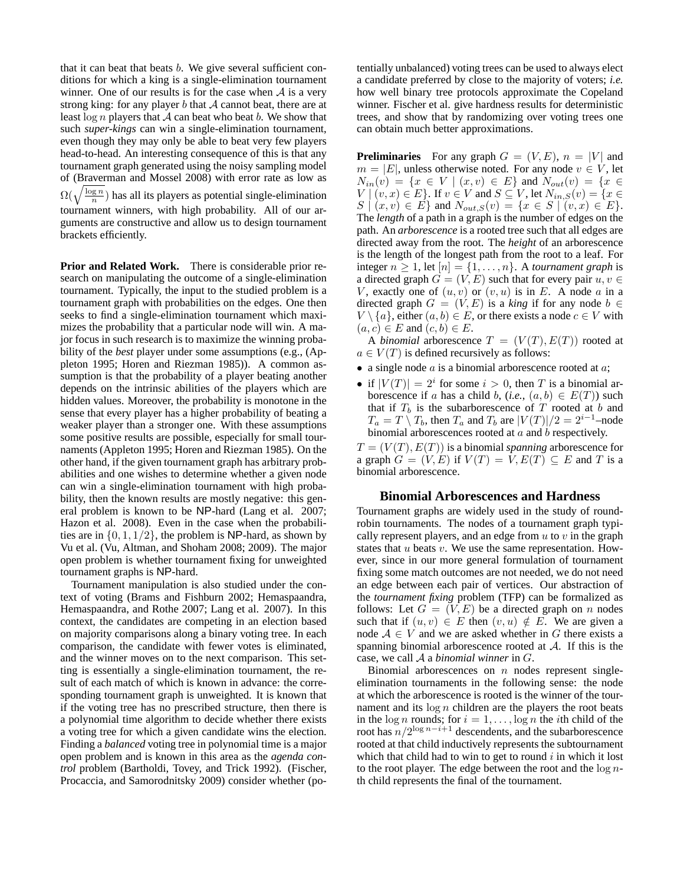that it can beat that beats $b$. We give several sufficient conditions for which a king is a single-elimination tournament winner. One of our results is for the case when $\mathcal{A}$ is a very strong king: for any player $b$ that $\mathcal{A}$ cannot beat, there are at least $\log n$ players that $\mathcal{A}$ can beat who beat $b$. We show that such *super-kings* can win a single-elimination tournament, even though they may only be able to beat very few players head-to-head. An interesting consequence of this is that any tournament graph generated using the noisy sampling model of (Braverman and Mossel 2008) with error rate as low as $\Omega(\sqrt{\frac{\log n}{n}})$ has all its players as potential single-elimination tournament winners, with high probability. All of our arguments are constructive and allow us to design tournament brackets efficiently.

**Prior and Related Work.** There is considerable prior research on manipulating the outcome of a single-elimination tournament. Typically, the input to the studied problem is a tournament graph with probabilities on the edges. One then seeks to find a single-elimination tournament which maximizes the probability that a particular node will win. A major focus in such research is to maximize the winning probability of the *best* player under some assumptions (e.g., (Appleton 1995; Horen and Riezman 1985)). A common assumption is that the probability of a player beating another depends on the intrinsic abilities of the players which are hidden values. Moreover, the probability is monotone in the sense that every player has a higher probability of beating a weaker player than a stronger one. With these assumptions some positive results are possible, especially for small tournaments (Appleton 1995; Horen and Riezman 1985). On the other hand, if the given tournament graph has arbitrary probabilities and one wishes to determine whether a given node can win a single-elimination tournament with high probability, then the known results are mostly negative: this general problem is known to be NP-hard (Lang et al. 2007; Hazon et al. 2008). Even in the case when the probabilities are in $\{0, 1, 1/2\}$, the problem is NP-hard, as shown by Vu et al. (Vu, Altman, and Shoham 2008; 2009). The major open problem is whether tournament fixing for unweighted tournament graphs is NP-hard.

Tournament manipulation is also studied under the context of voting (Brams and Fishburn 2002; Hemaspaandra, Hemaspaandra, and Rothe 2007; Lang et al. 2007). In this context, the candidates are competing in an election based on majority comparisons along a binary voting tree. In each comparison, the candidate with fewer votes is eliminated, and the winner moves on to the next comparison. This setting is essentially a single-elimination tournament, the result of each match of which is known in advance: the corresponding tournament graph is unweighted. It is known that if the voting tree has no prescribed structure, then there is a polynomial time algorithm to decide whether there exists a voting tree for which a given candidate wins the election. Finding a *balanced* voting tree in polynomial time is a major open problem and is known in this area as the *agenda control* problem (Bartholdi, Tovey, and Trick 1992). (Fischer, Procaccia, and Samorodnitsky 2009) consider whether (potentially unbalanced) voting trees can be used to always elect a candidate preferred by close to the majority of voters; *i.e.* how well binary tree protocols approximate the Copeland winner. Fischer et al. give hardness results for deterministic trees, and show that by randomizing over voting trees one can obtain much better approximations.

**Preliminaries** For any graph $G = (V, E)$, $n = |V|$ and $m = |E|$, unless otherwise noted. For any node $v \in V$, let $N_{in}(v) = \{x \in V \mid (x, v) \in E\}$ and $N_{out}(v) = \{x \in V \mid (v, x) \in E\}$. If $v \in V$ and $S \subseteq V$, let $N_{in,S}(v) = \{x \in S \mid (x, v) \in E\}$ and $N_{out,S}(v) = \{x \in S \mid (v, x) \in E\}$. The *length* of a path in a graph is the number of edges on the path. An *arborescence* is a rooted tree such that all edges are directed away from the root. The *height* of an arborescence is the length of the longest path from the root to a leaf. For integer $n \geq 1$, let $[n] = \{1, \ldots, n\}$. A *tournament graph* is a directed graph $G = (V, E)$ such that for every pair $u, v \in V$, exactly one of $(u, v)$ or $(v, u)$ is in $E$. A node $a$ in a directed graph $G = (V, E)$ is a *king* if for any node $b \in V \setminus \{a\}$, either $(a, b) \in E$, or there exists a node $c \in V$ with $(a, c) \in E$ and $(c, b) \in E$.

A *binomial* arborescence $T = (V(T), E(T))$ rooted at $a \in V(T)$ is defined recursively as follows:

- a single node $a$ is a binomial arborescence rooted at $a$;
- if $|V(T)| = 2^i$ for some $i > 0$, then $T$ is a binomial arborescence if $a$ has a child $b$, (*i.e.,* $(a, b) \in E(T)$) such that if $T_b$ is the subarborescence of $T$ rooted at $b$ and $T_a = T \setminus T_b$, then $T_a$ and $T_b$ are $|V(T)|/2 = 2^{i-1}$–node binomial arborescences rooted at $a$ and $b$ respectively.

$T = (V(T), E(T))$ is a binomial *spanning* arborescence for a graph $G = (V, E)$ if $V(T) = V, E(T) \subseteq E$ and $T$ is a binomial arborescence.

## Binomial Arborescences and Hardness

Tournament graphs are widely used in the study of round-robin tournaments. The nodes of a tournament graph typically represent players, and an edge from $u$ to $v$ in the graph states that $u$ beats $v$. We use the same representation. However, since in our more general formulation of tournament fixing some match outcomes are not needed, we do not need an edge between each pair of vertices. Our abstraction of the *tournament fixing* problem (TFP) can be formalized as follows: Let $G = (V, E)$ be a directed graph on $n$ nodes such that if $(u, v) \in E$ then $(v, u) \notin E$. We are given a node $\mathcal{A} \in V$ and we are asked whether in $G$ there exists a spanning binomial arborescence rooted at $\mathcal{A}$. If this is the case, we call $\mathcal{A}$ a *binomial winner* in $G$.

Binomial arborescences on $n$ nodes represent single-elimination tournaments in the following sense: the node at which the arborescence is rooted is the winner of the tournament and its $\log n$ children are the players the root beats in the $\log n$ rounds; for $i = 1, \ldots, \log n$ the $i$th child of the root has $n/2^{\log n - i + 1}$ descendents, and the subarborescence rooted at that child inductively represents the subtournament which that child had to win to get to round $i$ in which it lost to the root player. The edge between the root and the $\log n$-th child represents the final of the tournament.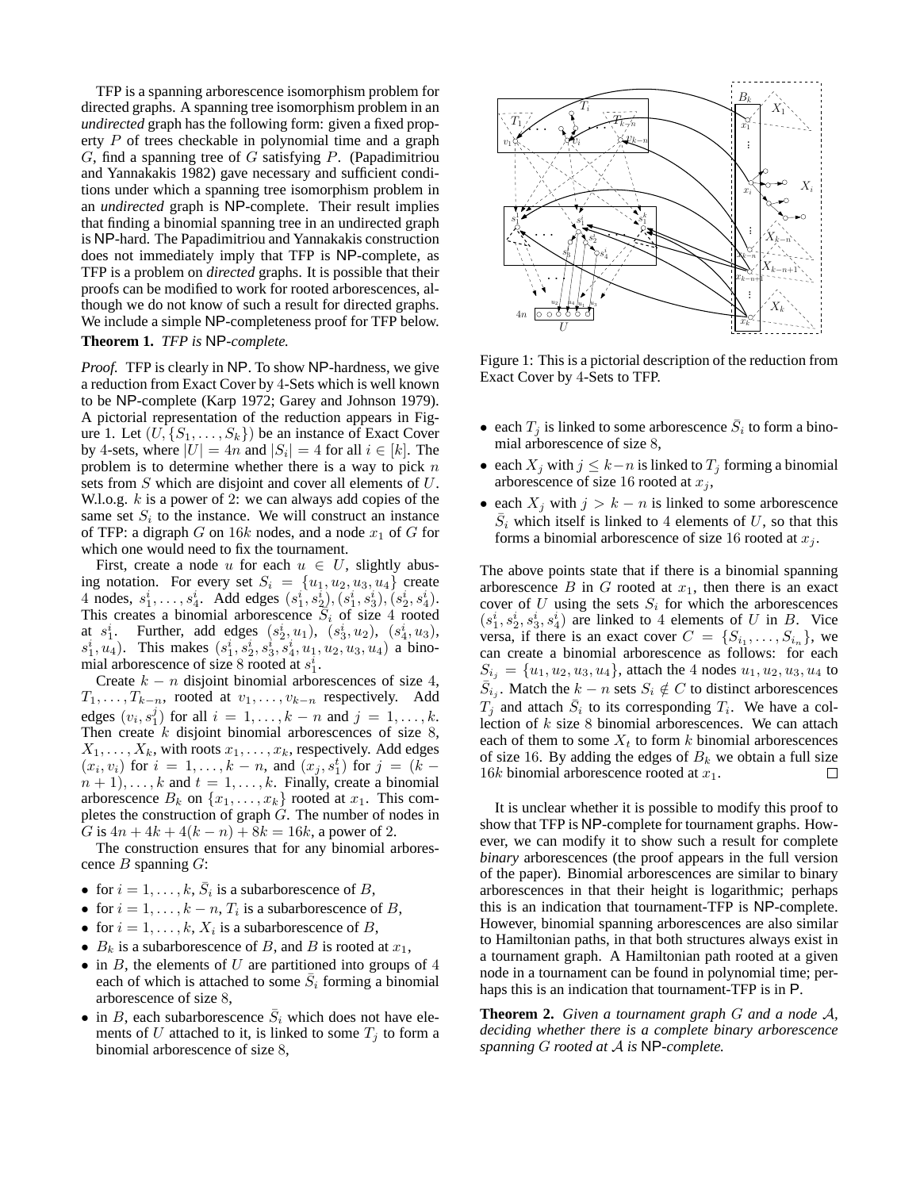TFP is a spanning arborescence isomorphism problem for directed graphs. A spanning tree isomorphism problem in an *undirected* graph has the following form: given a fixed property $P$ of trees checkable in polynomial time and a graph $G$, find a spanning tree of $G$ satisfying $P$. (Papadimitriou and Yannakakis 1982) gave necessary and sufficient conditions under which a spanning tree isomorphism problem in an *undirected* graph is NP-complete. Their result implies that finding a binomial spanning tree in an undirected graph is NP-hard. The Papadimitriou and Yannakakis construction does not immediately imply that TFP is NP-complete, as TFP is a problem on *directed* graphs. It is possible that their proofs can be modified to work for rooted arborescences, although we do not know of such a result for directed graphs. We include a simple NP-completeness proof for TFP below.

**Theorem 1.** *TFP is* NP*-complete.*

*Proof.* TFP is clearly in NP. To show NP-hardness, we give a reduction from Exact Cover by 4-Sets which is well known to be NP-complete (Karp 1972; Garey and Johnson 1979). A pictorial representation of the reduction appears in Figure 1. Let $(U, \{S_1, \ldots, S_k\})$ be an instance of Exact Cover by 4-sets, where $|U| = 4n$ and $|S_i| = 4$ for all $i \in [k]$. The problem is to determine whether there is a way to pick $n$ sets from $S$ which are disjoint and cover all elements of $U$. W.l.o.g. $k$ is a power of 2: we can always add copies of the same set $S_i$ to the instance. We will construct an instance of TFP: a digraph $G$ on $16k$ nodes, and a node $x_1$ of $G$ for which one would need to fix the tournament.

First, create a node $u$ for each $u \in U$, slightly abusing notation. For every set $S_i = \{u_1, u_2, u_3, u_4\}$ create 4 nodes, $s_1^i, \ldots, s_4^i$. Add edges $(s_1^i, s_2^i), (s_1^i, s_3^i), (s_2^i, s_4^i)$. This creates a binomial arborescence $\bar{S}_i$ of size 4 rooted at $s_1^i$. Further, add edges $(s_2^i, u_1)$, $(s_3^i, u_2)$, $(s_4^i, u_3)$, $s_1^i, u_4)$. This makes $(s_1^i, s_2^i, s_3^i, s_4^i, u_1, u_2, u_3, u_4)$ a binomial arborescence of size 8 rooted at $s_1^i$.

Create $k - n$ disjoint binomial arborescences of size 4, $T_1, \ldots, T_{k-n}$, rooted at $v_1, \ldots, v_{k-n}$ respectively. Add edges $(v_i, s_1^j)$ for all $i = 1, \ldots, k - n$ and $j = 1, \ldots, k$. Then create $k$ disjoint binomial arborescences of size 8, $X_1, \ldots, X_k$, with roots $x_1, \ldots, x_k$, respectively. Add edges $(x_i, v_i)$ for $i = 1, \ldots, k - n$, and $(x_j, s_1^t)$ for $j = (k - n + 1), \ldots, k$ and $t = 1, \ldots, k$. Finally, create a binomial arborescence $B_k$ on $\{x_1, \ldots, x_k\}$ rooted at $x_1$. This completes the construction of graph $G$. The number of nodes in $G$ is $4n + 4k + 4(k - n) + 8k = 16k$, a power of 2.

The construction ensures that for any binomial arborescence $B$ spanning $G$:

- for $i = 1, \ldots, k$, $\bar{S}_i$ is a subarborescence of $B$,
- for $i = 1, \ldots, k - n$, $T_i$ is a subarborescence of $B$,
- for $i = 1, \ldots, k$, $X_i$ is a subarborescence of $B$,
- $B_k$ is a subarborescence of $B$, and $B$ is rooted at $x_1$,
- in $B$, the elements of $U$ are partitioned into groups of 4 each of which is attached to some $\bar{S}_i$ forming a binomial arborescence of size 8,
- in $B$, each subarborescence $\bar{S}_i$ which does not have elements of $U$ attached to it, is linked to some $T_j$ to form a binomial arborescence of size 8,
- each $T_j$ is linked to some arborescence $\bar{S}_i$ to form a binomial arborescence of size 8,
- each $X_j$ with $j \leq k-n$ is linked to $T_j$ forming a binomial arborescence of size 16 rooted at $x_j$,
- each $X_j$ with $j > k - n$ is linked to some arborescence $\bar{S}_i$ which itself is linked to 4 elements of $U$, so that this forms a binomial arborescence of size 16 rooted at $x_j$.

Figure 1: This is a pictorial description of the reduction from Exact Cover by 4-Sets to TFP.

The above points state that if there is a binomial spanning arborescence $B$ in $G$ rooted at $x_1$, then there is an exact cover of $U$ using the sets $S_i$ for which the arborescences $(s_1^i, s_2^i, s_3^i, s_4^i)$ are linked to 4 elements of $U$ in $B$. Vice versa, if there is an exact cover $C = \{S_{i_1}, \ldots, S_{i_n}\}$, we can create a binomial arborescence as follows: for each $S_{i_j} = \{u_1, u_2, u_3, u_4\}$, attach the 4 nodes $u_1, u_2, u_3, u_4$ to $\bar{S}_{i_j}$. Match the $k - n$ sets $S_i \notin C$ to distinct arborescences $T_j$ and attach $\bar{S}_i$ to its corresponding $T_i$. We have a collection of $k$ size 8 binomial arborescences. We can attach each of them to some $X_t$ to form $k$ binomial arborescences of size 16. By adding the edges of $B_k$ we obtain a full size $16k$ binomial arborescence rooted at $x_1$. □

It is unclear whether it is possible to modify this proof to show that TFP is NP-complete for tournament graphs. However, we can modify it to show such a result for complete *binary* arborescences (the proof appears in the full version of the paper). Binomial arborescences are similar to binary arborescences in that their height is logarithmic; perhaps this is an indication that tournament-TFP is NP-complete. However, binomial spanning arborescences are also similar to Hamiltonian paths, in that both structures always exist in a tournament graph. A Hamiltonian path rooted at a given node in a tournament can be found in polynomial time; perhaps this is an indication that tournament-TFP is in P.

**Theorem 2.** *Given a tournament graph $G$ and a node $\mathcal{A}$, deciding whether there is a complete binary arborescence spanning $G$ rooted at $\mathcal{A}$ is* NP*-complete.*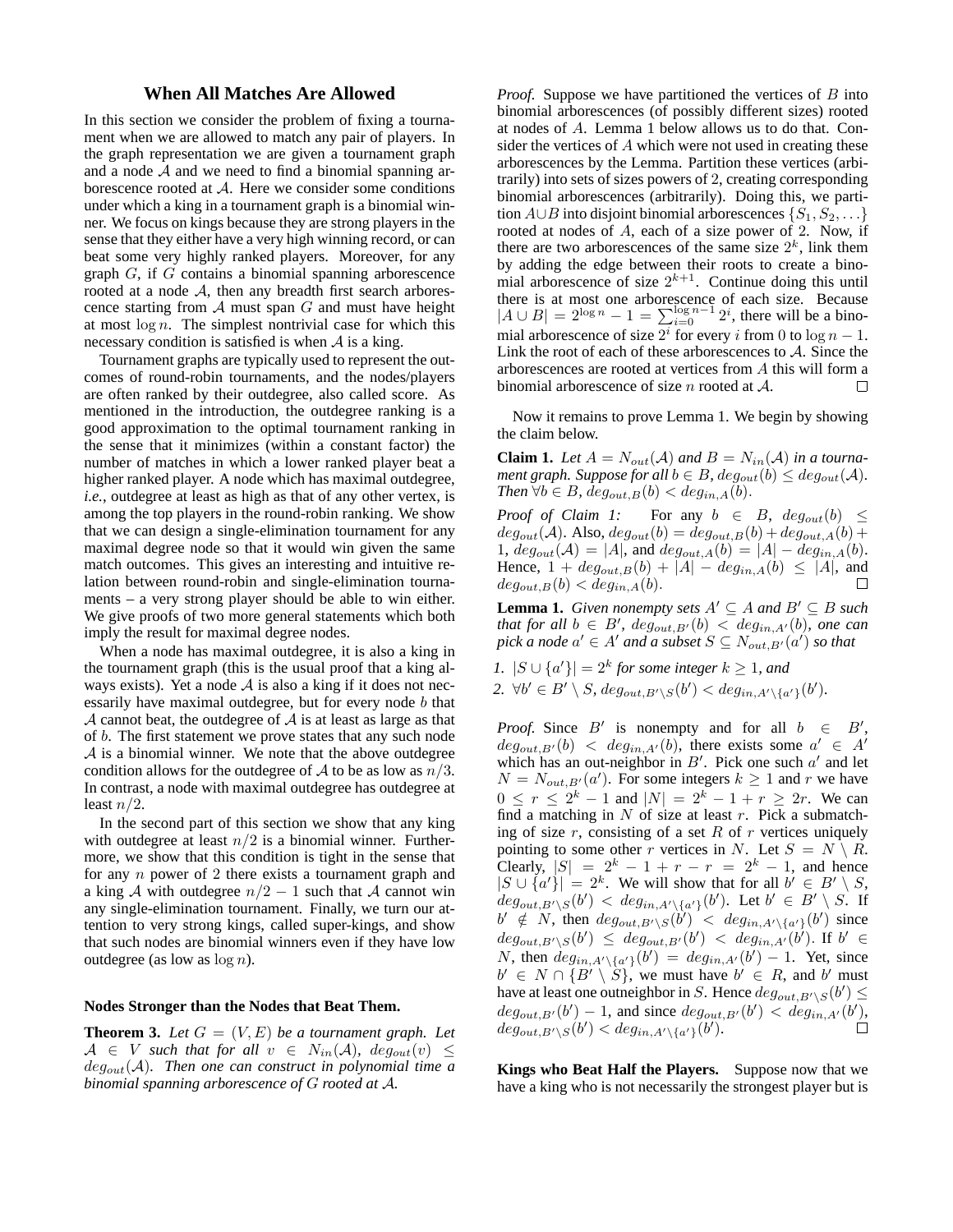## When All Matches Are Allowed

In this section we consider the problem of fixing a tournament when we are allowed to match any pair of players. In the graph representation we are given a tournament graph and a node $\mathcal{A}$ and we need to find a binomial spanning arborescence rooted at $\mathcal{A}$. Here we consider some conditions under which a king in a tournament graph is a binomial winner. We focus on kings because they are strong players in the sense that they either have a very high winning record, or can beat some very highly ranked players. Moreover, for any graph $G$, if $G$ contains a binomial spanning arborescence rooted at a node $\mathcal{A}$, then any breadth first search arborescence starting from $\mathcal{A}$ must span $G$ and must have height at most $\log n$. The simplest nontrivial case for which this necessary condition is satisfied is when $\mathcal{A}$ is a king.

Tournament graphs are typically used to represent the outcomes of round-robin tournaments, and the nodes/players are often ranked by their outdegree, also called score. As mentioned in the introduction, the outdegree ranking is a good approximation to the optimal tournament ranking in the sense that it minimizes (within a constant factor) the number of matches in which a lower ranked player beat a higher ranked player. A node which has maximal outdegree, *i.e.*, outdegree at least as high as that of any other vertex, is among the top players in the round-robin ranking. We show that we can design a single-elimination tournament for any maximal degree node so that it would win given the same match outcomes. This gives an interesting and intuitive relation between round-robin and single-elimination tournaments – a very strong player should be able to win either. We give proofs of two more general statements which both imply the result for maximal degree nodes.

When a node has maximal outdegree, it is also a king in the tournament graph (this is the usual proof that a king always exists). Yet a node $\mathcal{A}$ is also a king if it does not necessarily have maximal outdegree, but for every node $b$ that $\mathcal{A}$ cannot beat, the outdegree of $\mathcal{A}$ is at least as large as that of $b$. The first statement we prove states that any such node $\mathcal{A}$ is a binomial winner. We note that the above outdegree condition allows for the outdegree of $\mathcal{A}$ to be as low as $n/3$. In contrast, a node with maximal outdegree has outdegree at least $n/2$.

In the second part of this section we show that any king with outdegree at least $n/2$ is a binomial winner. Furthermore, we show that this condition is tight in the sense that for any $n$ power of 2 there exists a tournament graph and a king $\mathcal{A}$ with outdegree $n/2 - 1$ such that $\mathcal{A}$ cannot win any single-elimination tournament. Finally, we turn our attention to very strong kings, called super-kings, and show that such nodes are binomial winners even if they have low outdegree (as low as $\log n$).

### Nodes Stronger than the Nodes that Beat Them.

**Theorem 3.** *Let $G = (V, E)$ be a tournament graph. Let $\mathcal{A} \in V$ such that for all $v \in N_{in}(\mathcal{A})$, $deg_{out}(v) \leq deg_{out}(\mathcal{A})$. Then one can construct in polynomial time a binomial spanning arborescence of $G$ rooted at $\mathcal{A}$.*

*Proof.* Suppose we have partitioned the vertices of $B$ into binomial arborescences (of possibly different sizes) rooted at nodes of $A$. Lemma 1 below allows us to do that. Consider the vertices of $A$ which were not used in creating these arborescences by the Lemma. Partition these vertices (arbitrarily) into sets of sizes powers of 2, creating corresponding binomial arborescences (arbitrarily). Doing this, we partition $A \cup B$ into disjoint binomial arborescences $\{S_1, S_2, \dots\}$ rooted at nodes of $A$, each of a size power of 2. Now, if there are two arborescences of the same size $2^k$, link them by adding the edge between their roots to create a binomial arborescence of size $2^{k+1}$. Continue doing this until there is at most one arborescence of each size. Because $|A \cup B| = 2^{\log n} - 1 = \sum_{i=0}^{\log n - 1} 2^i$, there will be a binomial arborescence of size $2^i$ for every $i$ from 0 to $\log n - 1$. Link the root of each of these arborescences to $\mathcal{A}$. Since the arborescences are rooted at vertices from $A$ this will form a binomial arborescence of size $n$ rooted at $\mathcal{A}$. □

Now it remains to prove Lemma 1. We begin by showing the claim below.

**Claim 1.** *Let $A = N_{out}(\mathcal{A})$ and $B = N_{in}(\mathcal{A})$ in a tournament graph. Suppose for all $b \in B$, $deg_{out}(b) \leq deg_{out}(\mathcal{A})$. Then $\forall b \in B$, $deg_{out,B}(b) < deg_{in,A}(b)$.*

*Proof of Claim 1:* For any $b \in B$, $deg_{out}(b) \leq deg_{out}(\mathcal{A})$. Also, $deg_{out}(b) = deg_{out,B}(b) + deg_{out,A}(b) + 1$, $deg_{out}(\mathcal{A}) = |A|$, and $deg_{out,A}(b) = |A| - deg_{in,A}(b)$. Hence, $1 + deg_{out,B}(b) + |A| - deg_{in,A}(b) \leq |A|$, and $deg_{out,B}(b) < deg_{in,A}(b)$. □

**Lemma 1.** *Given nonempty sets $A' \subseteq A$ and $B' \subseteq B$ such that for all $b \in B'$, $deg_{out,B'}(b) < deg_{in,A'}(b)$, one can pick a node $a' \in A'$ and a subset $S \subseteq N_{out,B'}(a')$ so that*

1. *$|S \cup \{a'\}| = 2^k$ for some integer $k \geq 1$, and*
2. *$\forall b' \in B' \setminus S$, $deg_{out,B' \setminus S}(b') < deg_{in,A' \setminus \{a'\}}(b')$.*

*Proof.* Since $B'$ is nonempty and for all $b \in B'$, $deg_{out,B'}(b) < deg_{in,A'}(b)$, there exists some $a' \in A'$ which has an out-neighbor in $B'$. Pick one such $a'$ and let $N = N_{out,B'}(a')$. For some integers $k \geq 1$ and $r$ we have $0 \leq r \leq 2^k - 1$ and $|N| = 2^k - 1 + r \geq 2r$. We can find a matching in $N$ of size at least $r$. Pick a submatching of size $r$, consisting of a set $R$ of $r$ vertices uniquely pointing to some other $r$ vertices in $N$. Let $S = N \setminus R$. Clearly, $|S| = 2^k - 1 + r - r = 2^k - 1$, and hence $|S \cup \{a'\}| = 2^k$. We will show that for all $b' \in B' \setminus S$, $deg_{out,B' \setminus S}(b') < deg_{in,A' \setminus \{a'\}}(b')$. Let $b' \in B' \setminus S$. If $b' \notin N$, then $deg_{out,B' \setminus S}(b') < deg_{in,A' \setminus \{a'\}}(b')$ since $deg_{out,B' \setminus S}(b') \leq deg_{out,B'}(b') < deg_{in,A'}(b')$. If $b' \in N$, then $deg_{in,A' \setminus \{a'\}}(b') = deg_{in,A'}(b') - 1$. Yet, since $b' \in N \cap \{B' \setminus S\}$, we must have $b' \in R$, and $b'$ must have at least one outneighbor in $S$. Hence $deg_{out,B' \setminus S}(b') \leq deg_{out,B'}(b') - 1$, and since $deg_{out,B'}(b') < deg_{in,A'}(b')$, $deg_{out,B' \setminus S}(b') < deg_{in,A' \setminus \{a'\}}(b')$. □

**Kings who Beat Half the Players.** Suppose now that we have a king who is not necessarily the strongest player but is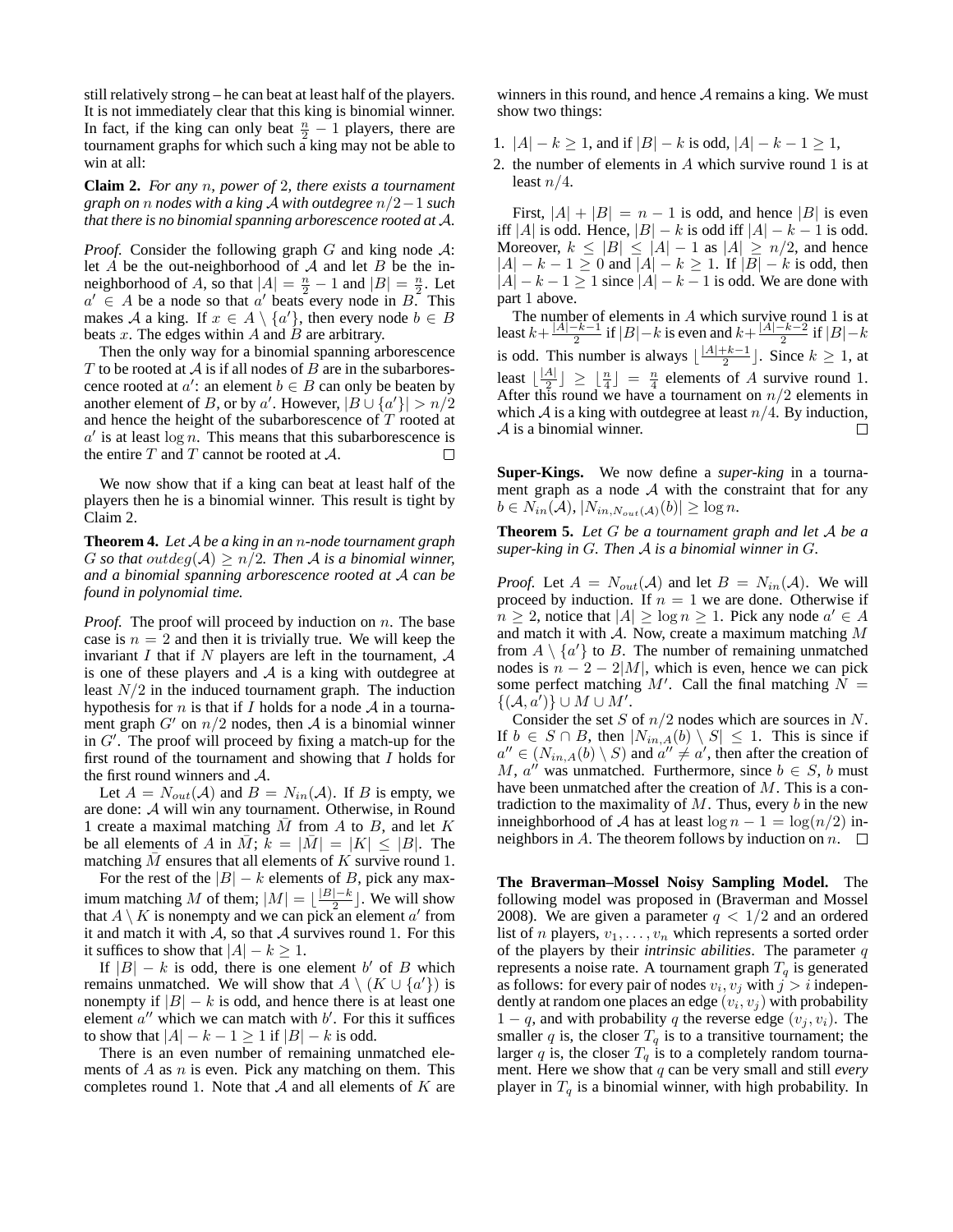still relatively strong – he can beat at least half of the players. It is not immediately clear that this king is binomial winner. In fact, if the king can only beat $\frac{n}{2} - 1$ players, there are tournament graphs for which such a king may not be able to win at all:

**Claim 2.** *For any $n$, power of 2, there exists a tournament graph on $n$ nodes with a king $\mathcal{A}$ with outdegree $n/2-1$ such that there is no binomial spanning arborescence rooted at $\mathcal{A}$.*

*Proof.* Consider the following graph $G$ and king node $\mathcal{A}$: let $A$ be the out-neighborhood of $\mathcal{A}$ and let $B$ be the in-neighborhood of $A$, so that $|A| = \frac{n}{2} - 1$ and $|B| = \frac{n}{2}$. Let $a' \in A$ be a node so that $a'$ beats every node in $B$. This makes $\mathcal{A}$ a king. If $x \in A \setminus \{a'\}$, then every node $b \in B$ beats $x$. The edges within $A$ and $B$ are arbitrary.

Then the only way for a binomial spanning arborescence $T$ to be rooted at $\mathcal{A}$ is if all nodes of $B$ are in the subarborescence rooted at $a'$: an element $b \in B$ can only be beaten by another element of $B$, or by $a'$. However, $|B \cup \{a'\}| > n/2$ and hence the height of the subarborescence of $T$ rooted at $a'$ is at least $\log n$. This means that this subarborescence is the entire $T$ and $T$ cannot be rooted at $\mathcal{A}$. ☐

We now show that if a king can beat at least half of the players then he is a binomial winner. This result is tight by Claim 2.

**Theorem 4.** *Let $\mathcal{A}$ be a king in an $n$-node tournament graph $G$ so that $outdeg(\mathcal{A}) \geq n/2$. Then $\mathcal{A}$ is a binomial winner, and a binomial spanning arborescence rooted at $\mathcal{A}$ can be found in polynomial time.*

*Proof.* The proof will proceed by induction on $n$. The base case is $n = 2$ and then it is trivially true. We will keep the invariant $I$ that if $N$ players are left in the tournament, $\mathcal{A}$ is one of these players and $\mathcal{A}$ is a king with outdegree at least $N/2$ in the induced tournament graph. The induction hypothesis for $n$ is that if $I$ holds for a node $\mathcal{A}$ in a tournament graph $G'$ on $n/2$ nodes, then $\mathcal{A}$ is a binomial winner in $G'$. The proof will proceed by fixing a match-up for the first round of the tournament and showing that $I$ holds for the first round winners and $\mathcal{A}$.

Let $A = N_{out}(\mathcal{A})$ and $B = N_{in}(\mathcal{A})$. If $B$ is empty, we are done: $\mathcal{A}$ will win any tournament. Otherwise, in Round 1 create a maximal matching $\bar{M}$ from $A$ to $B$, and let $K$ be all elements of $A$ in $\bar{M}$; $k = |\bar{M}| = |K| \leq |B|$. The matching $\bar{M}$ ensures that all elements of $K$ survive round 1.

For the rest of the $|B| - k$ elements of $B$, pick any maximum matching $M$ of them; $|M| = \lfloor \frac{|B|-k}{2} \rfloor$. We will show that $A \setminus K$ is nonempty and we can pick an element $a'$ from it and match it with $\mathcal{A}$, so that $\mathcal{A}$ survives round 1. For this it suffices to show that $|A| - k \geq 1$.

If $|B| - k$ is odd, there is one element $b'$ of $B$ which remains unmatched. We will show that $A \setminus (K \cup \{a'\})$ is nonempty if $|B| - k$ is odd, and hence there is at least one element $a''$ which we can match with $b'$. For this it suffices to show that $|A| - k - 1 \geq 1$ if $|B| - k$ is odd.

There is an even number of remaining unmatched elements of $A$ as $n$ is even. Pick any matching on them. This completes round 1. Note that $\mathcal{A}$ and all elements of $K$ are winners in this round, and hence $\mathcal{A}$ remains a king. We must show two things:

1. $|A| - k \geq 1$, and if $|B| - k$ is odd, $|A| - k - 1 \geq 1$,
2. the number of elements in $A$ which survive round 1 is at least $n/4$.

First, $|A| + |B| = n - 1$ is odd, and hence $|B|$ is even iff $|A|$ is odd. Hence, $|B| - k$ is odd iff $|A| - k - 1$ is odd. Moreover, $k \leq |B| \leq |A| - 1$ as $|A| \geq n/2$, and hence $|A| - k - 1 \geq 0$ and $|A| - k \geq 1$. If $|B| - k$ is odd, then $|A| - k - 1 \geq 1$ since $|A| - k - 1$ is odd. We are done with part 1 above.

The number of elements in $A$ which survive round 1 is at least $k + \frac{|A|-k-1}{2}$ if $|B| - k$ is even and $k + \frac{|A|-k-2}{2}$ if $|B| - k$ is odd. This number is always $\lfloor \frac{|A|+k-1}{2} \rfloor$. Since $k \geq 1$, at least $\lfloor \frac{|A|}{2} \rfloor \geq \lfloor \frac{n}{4} \rfloor = \frac{n}{4}$ elements of $A$ survive round 1. After this round we have a tournament on $n/2$ elements in which $\mathcal{A}$ is a king with outdegree at least $n/4$. By induction, $\mathcal{A}$ is a binomial winner. ☐

**Super-Kings.** We now define a *super-king* in a tournament graph as a node $\mathcal{A}$ with the constraint that for any $b \in N_{in}(\mathcal{A})$, $|N_{in, N_{out}(\mathcal{A})}(b)| \geq \log n$.

**Theorem 5.** *Let $G$ be a tournament graph and let $\mathcal{A}$ be a super-king in $G$. Then $\mathcal{A}$ is a binomial winner in $G$.*

*Proof.* Let $A = N_{out}(\mathcal{A})$ and let $B = N_{in}(\mathcal{A})$. We will proceed by induction. If $n = 1$ we are done. Otherwise if $n \geq 2$, notice that $|A| \geq \log n \geq 1$. Pick any node $a' \in A$ and match it with $\mathcal{A}$. Now, create a maximum matching $M$ from $A \setminus \{a'\}$ to $B$. The number of remaining unmatched nodes is $n - 2 - 2|M|$, which is even, hence we can pick some perfect matching $M'$. Call the final matching $N = \{(\mathcal{A}, a')\} \cup M \cup M'$.

Consider the set $S$ of $n/2$ nodes which are sources in $N$. If $b \in S \cap B$, then $|N_{in,A}(b) \setminus S| \leq 1$. This is since if $a'' \in (N_{in,A}(b) \setminus S)$ and $a'' \neq a'$, then after the creation of $M$, $a''$ was unmatched. Furthermore, since $b \in S$, $b$ must have been unmatched after the creation of $M$. This is a contradiction to the maximality of $M$. Thus, every $b$ in the new inneighborhood of $\mathcal{A}$ has at least $\log n - 1 = \log(n/2)$ in-neighbors in $A$. The theorem follows by induction on $n$. ☐

**The Braverman–Mossel Noisy Sampling Model.** The following model was proposed in (Braverman and Mossel 2008). We are given a parameter $q < 1/2$ and an ordered list of $n$ players, $v_1, \ldots, v_n$ which represents a sorted order of the players by their *intrinsic abilities*. The parameter $q$ represents a noise rate. A tournament graph $T_q$ is generated as follows: for every pair of nodes $v_i, v_j$ with $j > i$ independently at random one places an edge $(v_i, v_j)$ with probability $1 - q$, and with probability $q$ the reverse edge $(v_j, v_i)$. The smaller $q$ is, the closer $T_q$ is to a transitive tournament; the larger $q$ is, the closer $T_q$ is to a completely random tournament. Here we show that $q$ can be very small and still *every* player in $T_q$ is a binomial winner, with high probability. In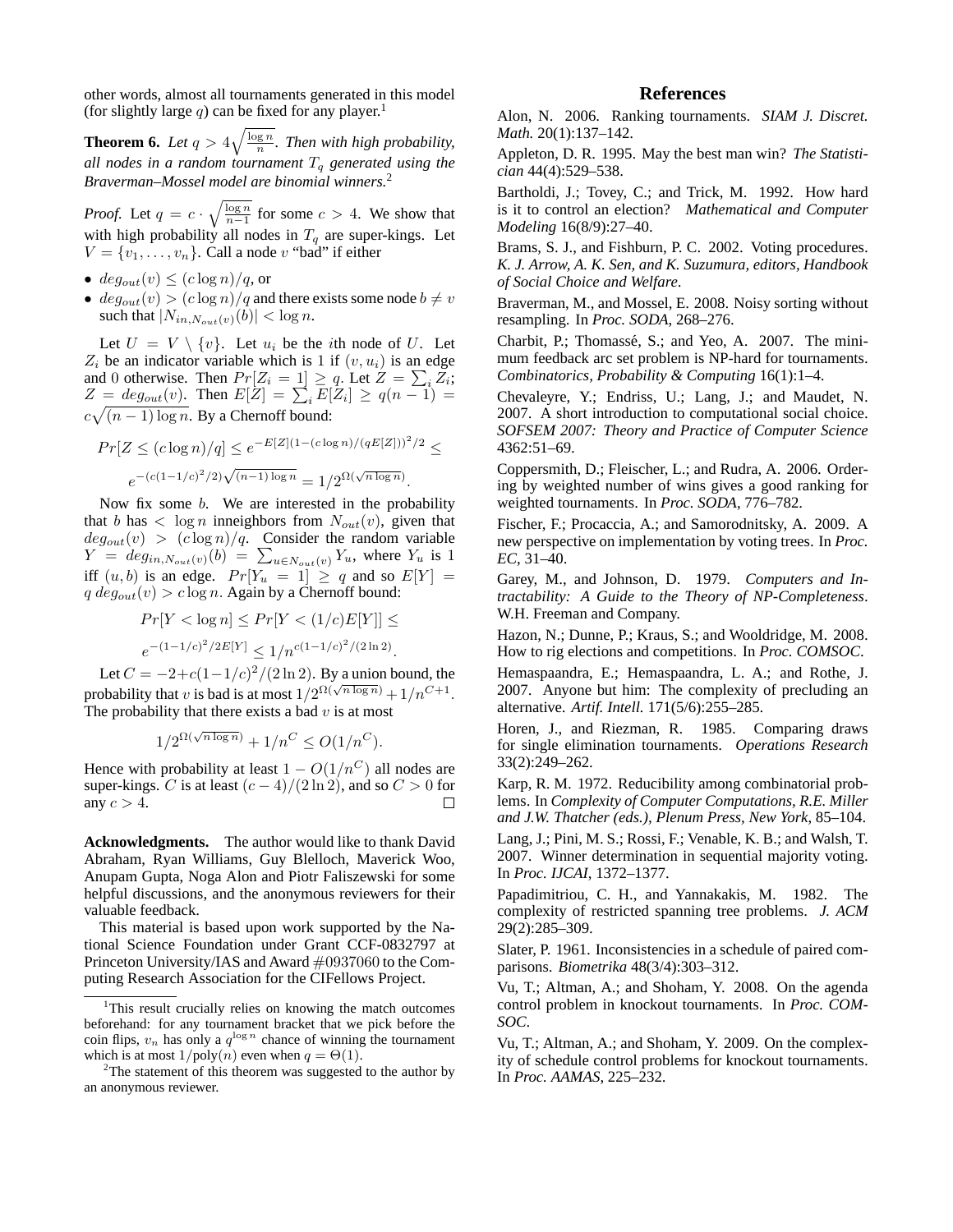other words, almost all tournaments generated in this model (for slightly large $q$) can be fixed for any player.[1]

**Theorem 6.** *Let $q > 4\sqrt{\frac{\log n}{n}}$. Then with high probability, all nodes in a random tournament $T_q$ generated using the Braverman–Mossel model are binomial winners.*[2]

*Proof.* Let $q = c \cdot \sqrt{\frac{\log n}{n-1}}$ for some $c > 4$. We show that with high probability all nodes in $T_q$ are super-kings. Let $V = \{v_1, \ldots, v_n\}$. Call a node $v$ "bad" if either

- $deg_{out}(v) \leq (c \log n)/q$, or
- $deg_{out}(v) > (c \log n)/q$ and there exists some node $b \neq v$ such that $|N_{in, N_{out}(v)}(b)| < \log n$.

Let $U = V \setminus \{v\}$. Let $u_i$ be the $i$th node of $U$. Let $Z_i$ be an indicator variable which is 1 if $(v, u_i)$ is an edge and 0 otherwise. Then $Pr[Z_i = 1] \geq q$. Let $Z = \sum_i Z_i$; $Z = deg_{out}(v)$. Then $E[Z] = \sum_i E[Z_i] \geq q(n-1) = c\sqrt{(n-1)\log n}$. By a Chernoff bound:

$$Pr[Z \leq (c \log n)/q] \leq e^{-E[Z](1-(c\log n)/(qE[Z]))^2/2} \leq$$

$$e^{-(c(1-1/c)^2/2)\sqrt{(n-1)\log n}} = 1/2^{\Omega(\sqrt{n \log n})}.$$

Now fix some $b$. We are interested in the probability that $b$ has $< \log n$ inneighbors from $N_{out}(v)$, given that $deg_{out}(v) > (c \log n)/q$. Consider the random variable $Y = deg_{in, N_{out}(v)}(b) = \sum_{u \in N_{out}(v)} Y_u$, where $Y_u$ is 1 iff $(u, b)$ is an edge. $Pr[Y_u = 1] \geq q$ and so $E[Y] = q\, deg_{out}(v) > c \log n$. Again by a Chernoff bound:

$$Pr[Y < \log n] \leq Pr[Y < (1/c)E[Y]] \leq$$

$$e^{-(1-1/c)^2/2E[Y]} \leq 1/n^{c(1-1/c)^2/(2\ln 2)}.$$

Let $C = -2 + c(1-1/c)^2/(2\ln 2)$. By a union bound, the probability that $v$ is bad is at most $1/2^{\Omega(\sqrt{n \log n})} + 1/n^{C+1}$. The probability that there exists a bad $v$ is at most

$$1/2^{\Omega(\sqrt{n \log n})} + 1/n^C \leq O(1/n^C).$$

Hence with probability at least $1 - O(1/n^C)$ all nodes are super-kings. $C$ is at least $(c-4)/(2\ln 2)$, and so $C > 0$ for any $c > 4$. □

**Acknowledgments.** The author would like to thank David Abraham, Ryan Williams, Guy Blelloch, Maverick Woo, Anupam Gupta, Noga Alon and Piotr Faliszewski for some helpful discussions, and the anonymous reviewers for their valuable feedback.

This material is based upon work supported by the National Science Foundation under Grant CCF-0832797 at Princeton University/IAS and Award #0937060 to the Computing Research Association for the CIFellows Project.

[1] This result crucially relies on knowing the match outcomes beforehand: for any tournament bracket that we pick before the coin flips, $v_n$ has only a $q^{\log n}$ chance of winning the tournament which is at most $1/\text{poly}(n)$ even when $q = \Theta(1)$.

[2] The statement of this theorem was suggested to the author by an anonymous reviewer.

## References

Alon, N. 2006. Ranking tournaments. *SIAM J. Discret. Math.* 20(1):137–142.

Appleton, D. R. 1995. May the best man win? *The Statistician* 44(4):529–538.

Bartholdi, J.; Tovey, C.; and Trick, M. 1992. How hard is it to control an election? *Mathematical and Computer Modeling* 16(8/9):27–40.

Brams, S. J., and Fishburn, P. C. 2002. Voting procedures. *K. J. Arrow, A. K. Sen, and K. Suzumura, editors, Handbook of Social Choice and Welfare.*

Braverman, M., and Mossel, E. 2008. Noisy sorting without resampling. In *Proc. SODA*, 268–276.

Charbit, P.; Thomassé, S.; and Yeo, A. 2007. The minimum feedback arc set problem is NP-hard for tournaments. *Combinatorics, Probability & Computing* 16(1):1–4.

Chevaleyre, Y.; Endriss, U.; Lang, J.; and Maudet, N. 2007. A short introduction to computational social choice. *SOFSEM 2007: Theory and Practice of Computer Science* 4362:51–69.

Coppersmith, D.; Fleischer, L.; and Rudra, A. 2006. Ordering by weighted number of wins gives a good ranking for weighted tournaments. In *Proc. SODA*, 776–782.

Fischer, F.; Procaccia, A.; and Samorodnitsky, A. 2009. A new perspective on implementation by voting trees. In *Proc. EC*, 31–40.

Garey, M., and Johnson, D. 1979. *Computers and Intractability: A Guide to the Theory of NP-Completeness*. W.H. Freeman and Company.

Hazon, N.; Dunne, P.; Kraus, S.; and Wooldridge, M. 2008. How to rig elections and competitions. In *Proc. COMSOC*.

Hemaspaandra, E.; Hemaspaandra, L. A.; and Rothe, J. 2007. Anyone but him: The complexity of precluding an alternative. *Artif. Intell.* 171(5/6):255–285.

Horen, J., and Riezman, R. 1985. Comparing draws for single elimination tournaments. *Operations Research* 33(2):249–262.

Karp, R. M. 1972. Reducibility among combinatorial problems. In *Complexity of Computer Computations, R.E. Miller and J.W. Thatcher (eds.), Plenum Press, New York*, 85–104.

Lang, J.; Pini, M. S.; Rossi, F.; Venable, K. B.; and Walsh, T. 2007. Winner determination in sequential majority voting. In *Proc. IJCAI*, 1372–1377.

Papadimitriou, C. H., and Yannakakis, M. 1982. The complexity of restricted spanning tree problems. *J. ACM* 29(2):285–309.

Slater, P. 1961. Inconsistencies in a schedule of paired comparisons. *Biometrika* 48(3/4):303–312.

Vu, T.; Altman, A.; and Shoham, Y. 2008. On the agenda control problem in knockout tournaments. In *Proc. COMSOC*.

Vu, T.; Altman, A.; and Shoham, Y. 2009. On the complexity of schedule control problems for knockout tournaments. In *Proc. AAMAS*, 225–232.